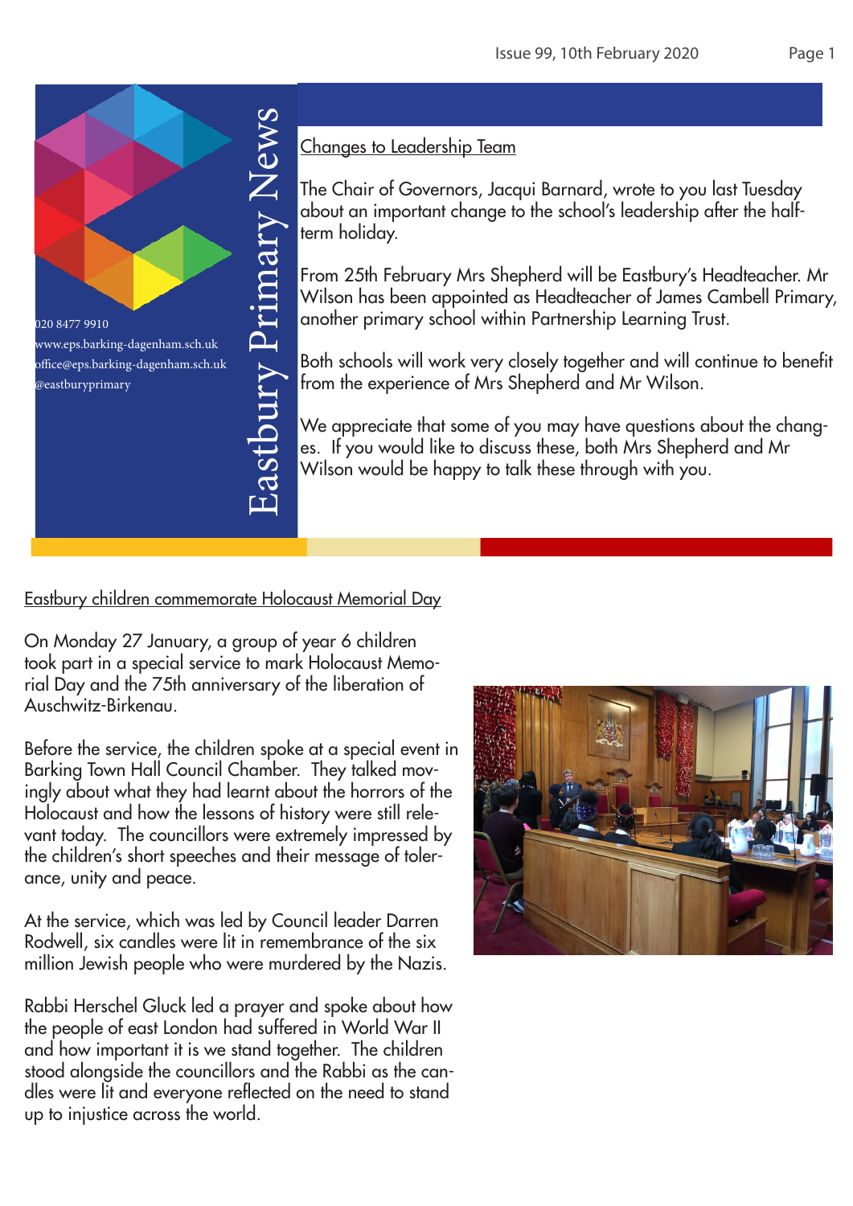# Eastbury Primary News

020 8477 9910
www.eps.barking-dagenham.sch.uk
office@eps.barking-dagenham.sch.uk
@eastburyprimary

## Changes to Leadership Team

The Chair of Governors, Jacqui Barnard, wrote to you last Tuesday about an important change to the school's leadership after the half-term holiday.

From 25th February Mrs Shepherd will be Eastbury's Headteacher. Mr Wilson has been appointed as Headteacher of James Cambell Primary, another primary school within Partnership Learning Trust.

Both schools will work very closely together and will continue to benefit from the experience of Mrs Shepherd and Mr Wilson.

We appreciate that some of you may have questions about the changes. If you would like to discuss these, both Mrs Shepherd and Mr Wilson would be happy to talk these through with you.

## Eastbury children commemorate Holocaust Memorial Day

On Monday 27 January, a group of year 6 children took part in a special service to mark Holocaust Memorial Day and the 75th anniversary of the liberation of Auschwitz-Birkenau.

Before the service, the children spoke at a special event in Barking Town Hall Council Chamber. They talked movingly about what they had learnt about the horrors of the Holocaust and how the lessons of history were still relevant today. The councillors were extremely impressed by the children's short speeches and their message of tolerance, unity and peace.

At the service, which was led by Council leader Darren Rodwell, six candles were lit in remembrance of the six million Jewish people who were murdered by the Nazis.

Rabbi Herschel Gluck led a prayer and spoke about how the people of east London had suffered in World War II and how important it is we stand together. The children stood alongside the councillors and the Rabbi as the candles were lit and everyone reflected on the need to stand up to injustice across the world.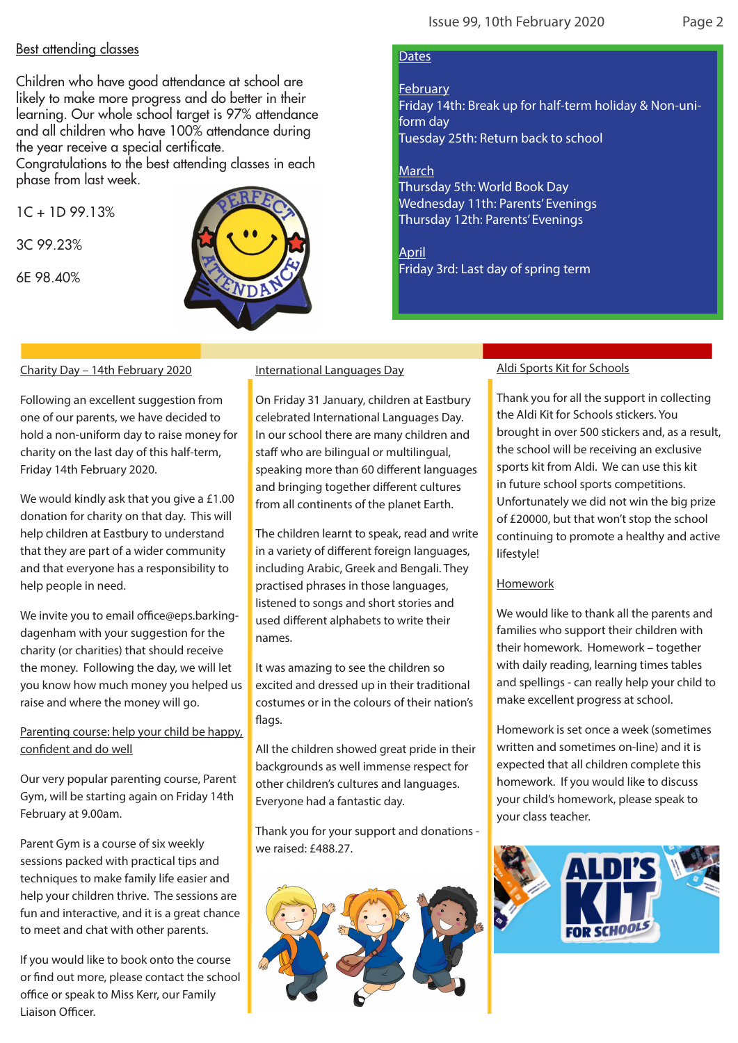## Best attending classes

Children who have good attendance at school are likely to make more progress and do better in their learning. Our whole school target is 97% attendance and all children who have 100% attendance during the year receive a special certificate.
Congratulations to the best attending classes in each phase from last week.

1C + 1D 99.13%

3C 99.23%

6E 98.40%

## Dates

**February**
Friday 14th: Break up for half-term holiday & Non-uniform day
Tuesday 25th: Return back to school

**March**
Thursday 5th: World Book Day
Wednesday 11th: Parents' Evenings
Thursday 12th: Parents' Evenings

**April**
Friday 3rd: Last day of spring term

## Charity Day – 14th February 2020

Following an excellent suggestion from one of our parents, we have decided to hold a non-uniform day to raise money for charity on the last day of this half-term, Friday 14th February 2020.

We would kindly ask that you give a £1.00 donation for charity on that day. This will help children at Eastbury to understand that they are part of a wider community and that everyone has a responsibility to help people in need.

We invite you to email office@eps.barking-dagenham with your suggestion for the charity (or charities) that should receive the money. Following the day, we will let you know how much money you helped us raise and where the money will go.

## Parenting course: help your child be happy, confident and do well

Our very popular parenting course, Parent Gym, will be starting again on Friday 14th February at 9.00am.

Parent Gym is a course of six weekly sessions packed with practical tips and techniques to make family life easier and help your children thrive. The sessions are fun and interactive, and it is a great chance to meet and chat with other parents.

If you would like to book onto the course or find out more, please contact the school office or speak to Miss Kerr, our Family Liaison Officer.

## International Languages Day

On Friday 31 January, children at Eastbury celebrated International Languages Day. In our school there are many children and staff who are bilingual or multilingual, speaking more than 60 different languages and bringing together different cultures from all continents of the planet Earth.

The children learnt to speak, read and write in a variety of different foreign languages, including Arabic, Greek and Bengali. They practised phrases in those languages, listened to songs and short stories and used different alphabets to write their names.

It was amazing to see the children so excited and dressed up in their traditional costumes or in the colours of their nation's flags.

All the children showed great pride in their backgrounds as well immense respect for other children's cultures and languages. Everyone had a fantastic day.

Thank you for your support and donations - we raised: £488.27.

## Aldi Sports Kit for Schools

Thank you for all the support in collecting the Aldi Kit for Schools stickers. You brought in over 500 stickers and, as a result, the school will be receiving an exclusive sports kit from Aldi. We can use this kit in future school sports competitions. Unfortunately we did not win the big prize of £20000, but that won't stop the school continuing to promote a healthy and active lifestyle!

## Homework

We would like to thank all the parents and families who support their children with their homework. Homework – together with daily reading, learning times tables and spellings - can really help your child to make excellent progress at school.

Homework is set once a week (sometimes written and sometimes on-line) and it is expected that all children complete this homework. If you would like to discuss your child's homework, please speak to your class teacher.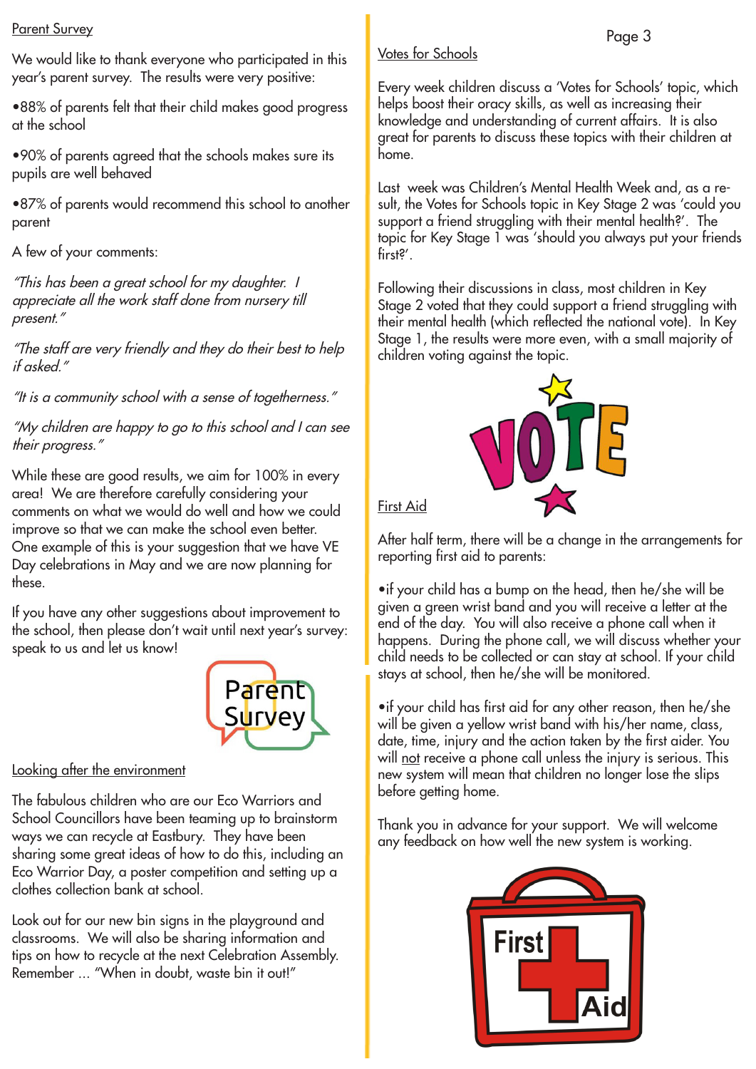## Parent Survey

We would like to thank everyone who participated in this year's parent survey. The results were very positive:

- 88% of parents felt that their child makes good progress at the school
- 90% of parents agreed that the schools makes sure its pupils are well behaved
- 87% of parents would recommend this school to another parent

A few of your comments:

*"This has been a great school for my daughter. I appreciate all the work staff done from nursery till present."*

*"The staff are very friendly and they do their best to help if asked."*

*"It is a community school with a sense of togetherness."*

*"My children are happy to go to this school and I can see their progress."*

While these are good results, we aim for 100% in every area! We are therefore carefully considering your comments on what we would do well and how we could improve so that we can make the school even better. One example of this is your suggestion that we have VE Day celebrations in May and we are now planning for these.

If you have any other suggestions about improvement to the school, then please don't wait until next year's survey: speak to us and let us know!

## Looking after the environment

The fabulous children who are our Eco Warriors and School Councillors have been teaming up to brainstorm ways we can recycle at Eastbury. They have been sharing some great ideas of how to do this, including an Eco Warrior Day, a poster competition and setting up a clothes collection bank at school.

Look out for our new bin signs in the playground and classrooms. We will also be sharing information and tips on how to recycle at the next Celebration Assembly. Remember ... "When in doubt, waste bin it out!"

## Votes for Schools

Every week children discuss a 'Votes for Schools' topic, which helps boost their oracy skills, as well as increasing their knowledge and understanding of current affairs. It is also great for parents to discuss these topics with their children at home.

Last week was Children's Mental Health Week and, as a result, the Votes for Schools topic in Key Stage 2 was 'could you support a friend struggling with their mental health?'. The topic for Key Stage 1 was 'should you always put your friends first?'.

Following their discussions in class, most children in Key Stage 2 voted that they could support a friend struggling with their mental health (which reflected the national vote). In Key Stage 1, the results were more even, with a small majority of children voting against the topic.

## First Aid

After half term, there will be a change in the arrangements for reporting first aid to parents:

- if your child has a bump on the head, then he/she will be given a green wrist band and you will receive a letter at the end of the day. You will also receive a phone call when it happens. During the phone call, we will discuss whether your child needs to be collected or can stay at school. If your child stays at school, then he/she will be monitored.
- if your child has first aid for any other reason, then he/she will be given a yellow wrist band with his/her name, class, date, time, injury and the action taken by the first aider. You will not receive a phone call unless the injury is serious. This new system will mean that children no longer lose the slips before getting home.

Thank you in advance for your support. We will welcome any feedback on how well the new system is working.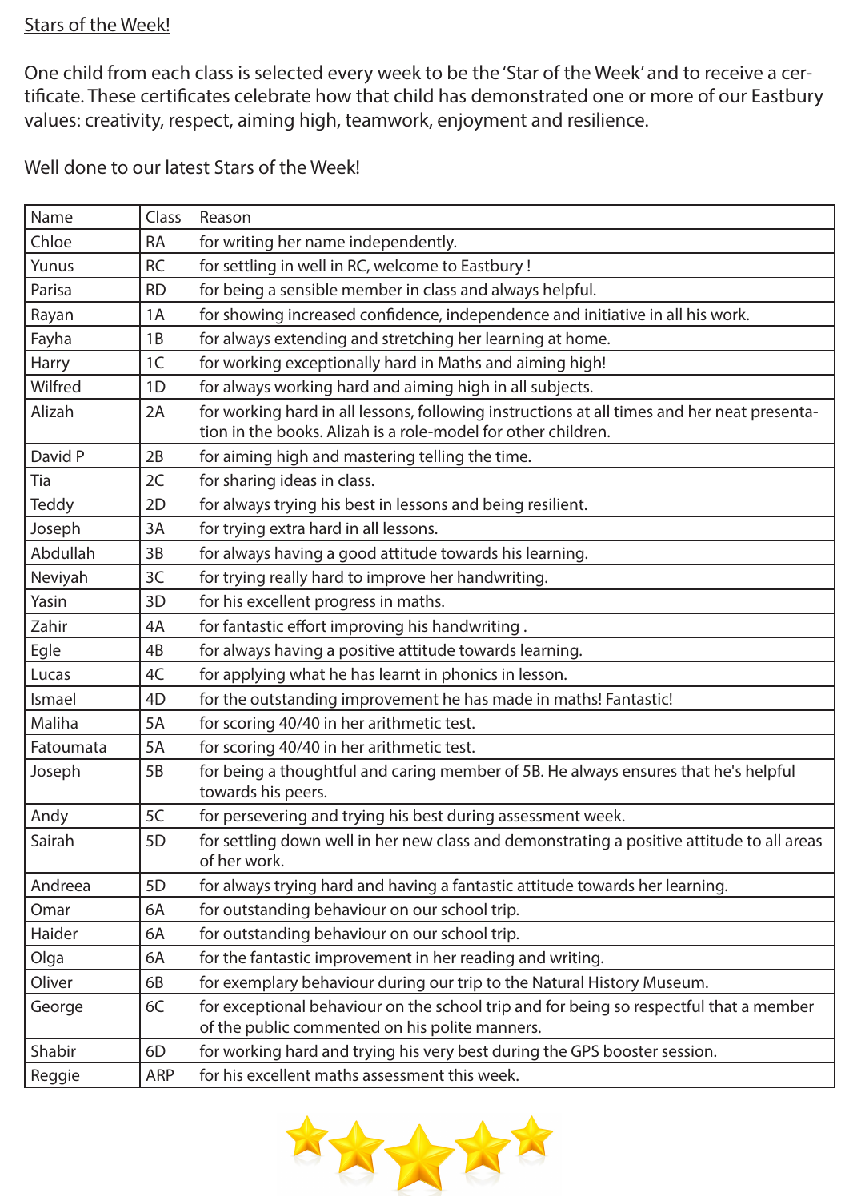Stars of the Week!

One child from each class is selected every week to be the 'Star of the Week' and to receive a certificate. These certificates celebrate how that child has demonstrated one or more of our Eastbury values: creativity, respect, aiming high, teamwork, enjoyment and resilience.

Well done to our latest Stars of the Week!

| Name | Class | Reason |
|---|---|---|
| Chloe | RA | for writing her name independently. |
| Yunus | RC | for settling in well in RC, welcome to Eastbury ! |
| Parisa | RD | for being a sensible member in class and always helpful. |
| Rayan | 1A | for showing increased confidence, independence and initiative in all his work. |
| Fayha | 1B | for always extending and stretching her learning at home. |
| Harry | 1C | for working exceptionally hard in Maths and aiming high! |
| Wilfred | 1D | for always working hard and aiming high in all subjects. |
| Alizah | 2A | for working hard in all lessons, following instructions at all times and her neat presentation in the books. Alizah is a role-model for other children. |
| David P | 2B | for aiming high and mastering telling the time. |
| Tia | 2C | for sharing ideas in class. |
| Teddy | 2D | for always trying his best in lessons and being resilient. |
| Joseph | 3A | for trying extra hard in all lessons. |
| Abdullah | 3B | for always having a good attitude towards his learning. |
| Neviyah | 3C | for trying really hard to improve her handwriting. |
| Yasin | 3D | for his excellent progress in maths. |
| Zahir | 4A | for fantastic effort improving his handwriting . |
| Egle | 4B | for always having a positive attitude towards learning. |
| Lucas | 4C | for applying what he has learnt in phonics in lesson. |
| Ismael | 4D | for the outstanding improvement he has made in maths! Fantastic! |
| Maliha | 5A | for scoring 40/40 in her arithmetic test. |
| Fatoumata | 5A | for scoring 40/40 in her arithmetic test. |
| Joseph | 5B | for being a thoughtful and caring member of 5B. He always ensures that he's helpful towards his peers. |
| Andy | 5C | for persevering and trying his best during assessment week. |
| Sairah | 5D | for settling down well in her new class and demonstrating a positive attitude to all areas of her work. |
| Andreea | 5D | for always trying hard and having a fantastic attitude towards her learning. |
| Omar | 6A | for outstanding behaviour on our school trip. |
| Haider | 6A | for outstanding behaviour on our school trip. |
| Olga | 6A | for the fantastic improvement in her reading and writing. |
| Oliver | 6B | for exemplary behaviour during our trip to the Natural History Museum. |
| George | 6C | for exceptional behaviour on the school trip and for being so respectful that a member of the public commented on his polite manners. |
| Shabir | 6D | for working hard and trying his very best during the GPS booster session. |
| Reggie | ARP | for his excellent maths assessment this week. |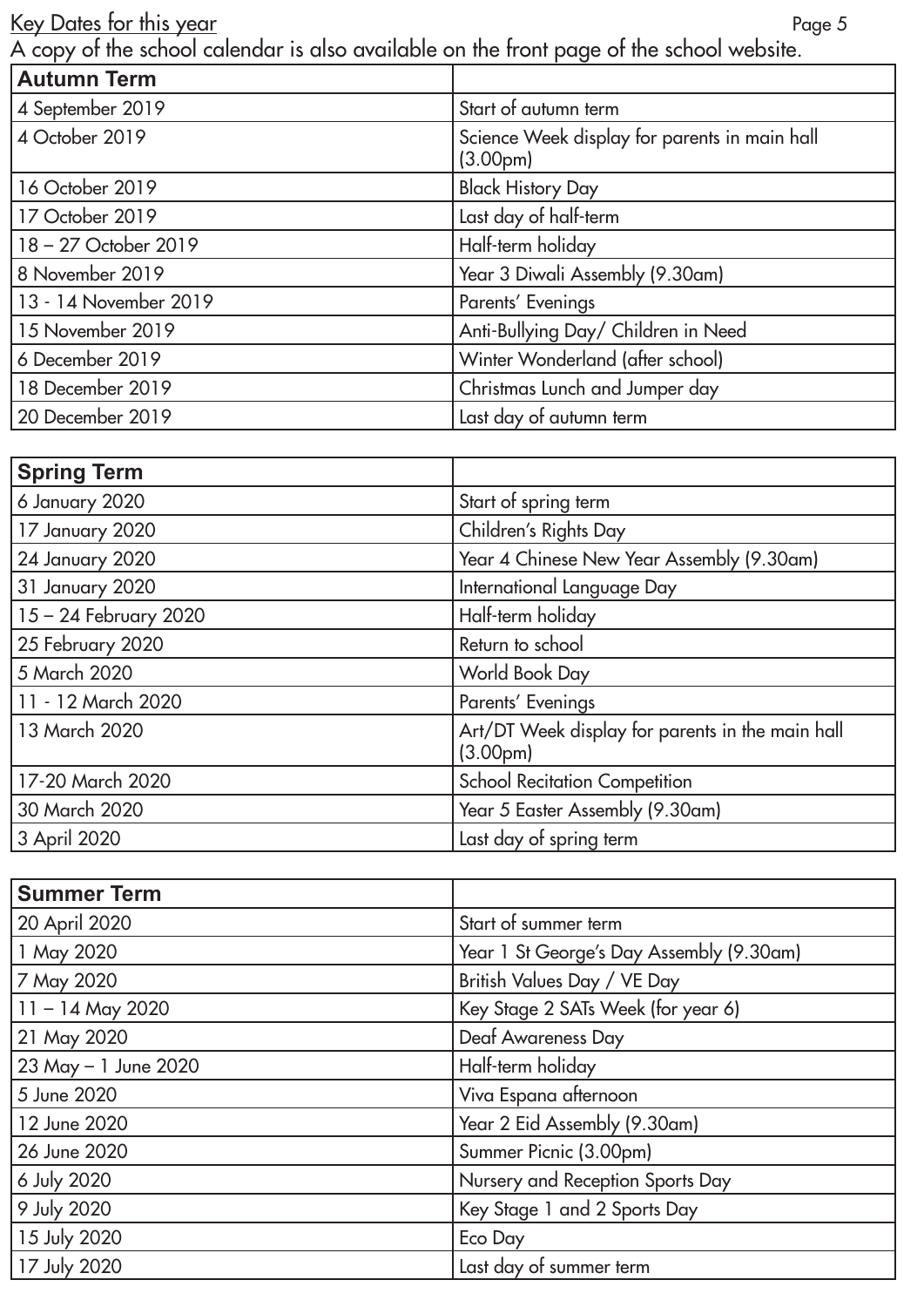Key Dates for this year

A copy of the school calendar is also available on the front page of the school website.

| **Autumn Term** | |
|---|---|
| 4 September 2019 | Start of autumn term |
| 4 October 2019 | Science Week display for parents in main hall (3.00pm) |
| 16 October 2019 | Black History Day |
| 17 October 2019 | Last day of half-term |
| 18 – 27 October 2019 | Half-term holiday |
| 8 November 2019 | Year 3 Diwali Assembly (9.30am) |
| 13 - 14 November 2019 | Parents' Evenings |
| 15 November 2019 | Anti-Bullying Day/ Children in Need |
| 6 December 2019 | Winter Wonderland (after school) |
| 18 December 2019 | Christmas Lunch and Jumper day |
| 20 December 2019 | Last day of autumn term |

| **Spring Term** | |
|---|---|
| 6 January 2020 | Start of spring term |
| 17 January 2020 | Children's Rights Day |
| 24 January 2020 | Year 4 Chinese New Year Assembly (9.30am) |
| 31 January 2020 | International Language Day |
| 15 – 24 February 2020 | Half-term holiday |
| 25 February 2020 | Return to school |
| 5 March 2020 | World Book Day |
| 11 - 12 March 2020 | Parents' Evenings |
| 13 March 2020 | Art/DT Week display for parents in the main hall (3.00pm) |
| 17-20 March 2020 | School Recitation Competition |
| 30 March 2020 | Year 5 Easter Assembly (9.30am) |
| 3 April 2020 | Last day of spring term |

| **Summer Term** | |
|---|---|
| 20 April 2020 | Start of summer term |
| 1 May 2020 | Year 1 St George's Day Assembly (9.30am) |
| 7 May 2020 | British Values Day / VE Day |
| 11 – 14 May 2020 | Key Stage 2 SATs Week (for year 6) |
| 21 May 2020 | Deaf Awareness Day |
| 23 May – 1 June 2020 | Half-term holiday |
| 5 June 2020 | Viva Espana afternoon |
| 12 June 2020 | Year 2 Eid Assembly (9.30am) |
| 26 June 2020 | Summer Picnic (3.00pm) |
| 6 July 2020 | Nursery and Reception Sports Day |
| 9 July 2020 | Key Stage 1 and 2 Sports Day |
| 15 July 2020 | Eco Day |
| 17 July 2020 | Last day of summer term |